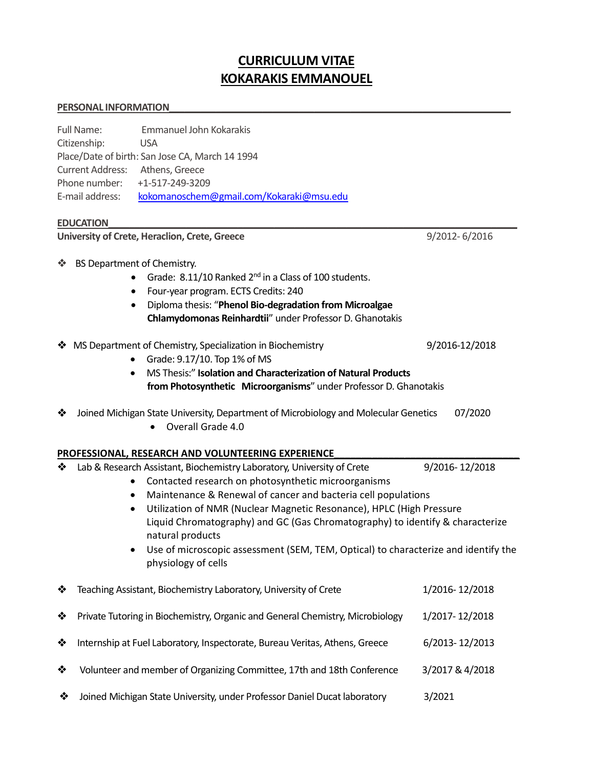# CURRICULUM VITAE
# KOKARAKIS EMMANOUEL

## PERSONAL INFORMATION

Full Name: Emmanuel John Kokarakis
Citizenship: USA
Place/Date of birth: San Jose CA, March 14 1994
Current Address: Athens, Greece
Phone number: +1-517-249-3209
E-mail address: kokomanoschem@gmail.com/Kokaraki@msu.edu

## EDUCATION

**University of Crete, Heraclion, Crete, Greece** 9/2012- 6/2016

- BS Department of Chemistry.
  - Grade: 8.11/10 Ranked 2nd in a Class of 100 students.
  - Four-year program. ECTS Credits: 240
  - Diploma thesis: "**Phenol Bio-degradation from Microalgae Chlamydomonas Reinhardtii**" under Professor D. Ghanotakis

- MS Department of Chemistry, Specialization in Biochemistry 9/2016-12/2018
  - Grade: 9.17/10. Top 1% of MS
  - MS Thesis:" **Isolation and Characterization of Natural Products from Photosynthetic Microorganisms**" under Professor D. Ghanotakis

- Joined Michigan State University, Department of Microbiology and Molecular Genetics 07/2020
  - Overall Grade 4.0

## PROFESSIONAL, RESEARCH AND VOLUNTEERING EXPERIENCE

- Lab & Research Assistant, Biochemistry Laboratory, University of Crete 9/2016- 12/2018
  - Contacted research on photosynthetic microorganisms
  - Maintenance & Renewal of cancer and bacteria cell populations
  - Utilization of NMR (Nuclear Magnetic Resonance), HPLC (High Pressure Liquid Chromatography) and GC (Gas Chromatography) to identify & characterize natural products
  - Use of microscopic assessment (SEM, TEM, Optical) to characterize and identify the physiology of cells

- Teaching Assistant, Biochemistry Laboratory, University of Crete 1/2016- 12/2018

- Private Tutoring in Biochemistry, Organic and General Chemistry, Microbiology 1/2017- 12/2018

- Internship at Fuel Laboratory, Inspectorate, Bureau Veritas, Athens, Greece 6/2013- 12/2013

- Volunteer and member of Organizing Committee, 17th and 18th Conference 3/2017 & 4/2018

- Joined Michigan State University, under Professor Daniel Ducat laboratory 3/2021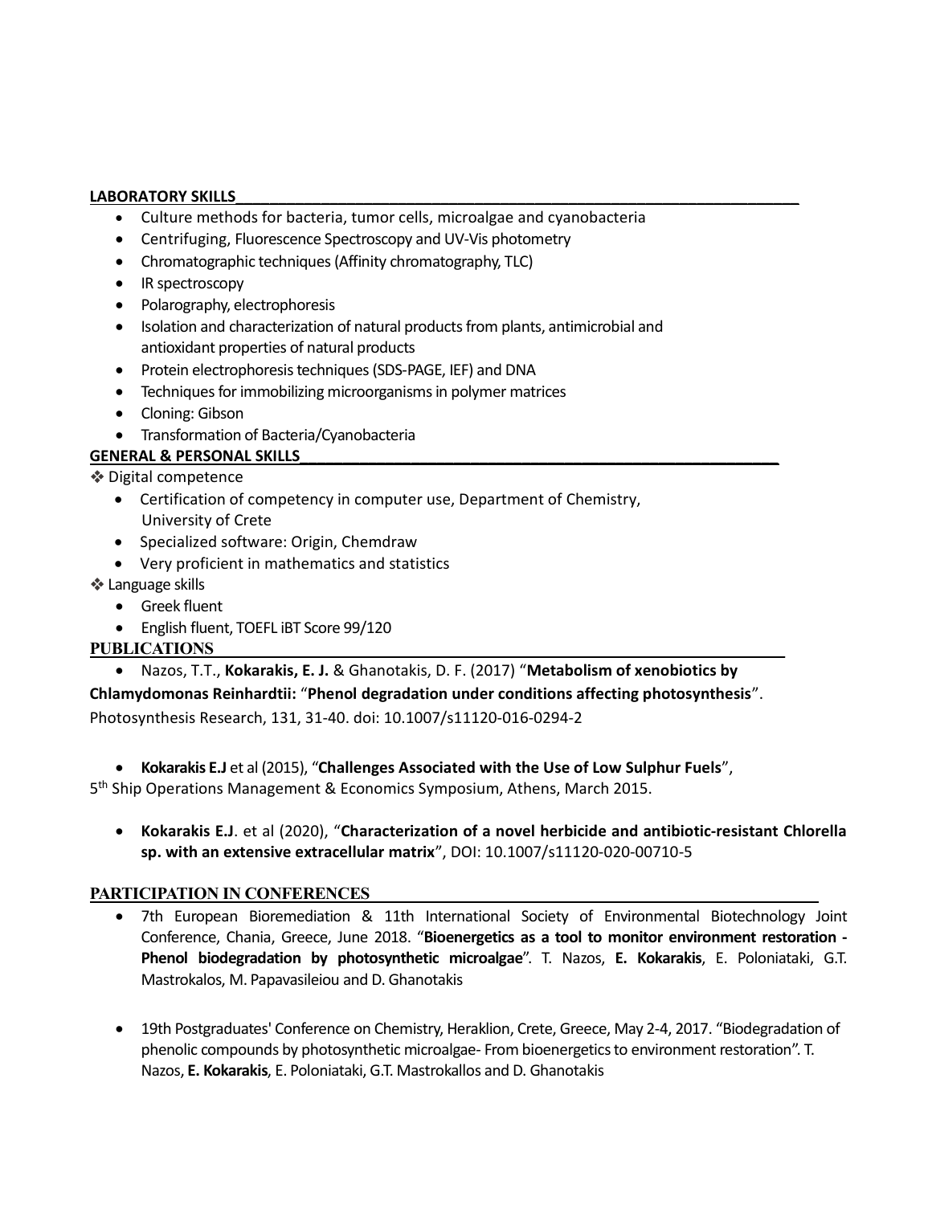## LABORATORY SKILLS

- Culture methods for bacteria, tumor cells, microalgae and cyanobacteria
- Centrifuging, Fluorescence Spectroscopy and UV-Vis photometry
- Chromatographic techniques (Affinity chromatography, TLC)
- IR spectroscopy
- Polarography, electrophoresis
- Isolation and characterization of natural products from plants, antimicrobial and antioxidant properties of natural products
- Protein electrophoresis techniques (SDS-PAGE, IEF) and DNA
- Techniques for immobilizing microorganisms in polymer matrices
- Cloning: Gibson
- Transformation of Bacteria/Cyanobacteria

## GENERAL & PERSONAL SKILLS

❖ Digital competence

- Certification of competency in computer use, Department of Chemistry, University of Crete
- Specialized software: Origin, Chemdraw
- Very proficient in mathematics and statistics

❖ Language skills

- Greek fluent
- English fluent, TOEFL iBT Score 99/120

## PUBLICATIONS

- Nazos, T.T., **Kokarakis, E. J.** & Ghanotakis, D. F. (2017) "**Metabolism of xenobiotics by Chlamydomonas Reinhardtii:** "**Phenol degradation under conditions affecting photosynthesis**". Photosynthesis Research, 131, 31-40. doi: 10.1007/s11120-016-0294-2

- **Kokarakis E.J** et al (2015), "**Challenges Associated with the Use of Low Sulphur Fuels**", 5th Ship Operations Management & Economics Symposium, Athens, March 2015.

- **Kokarakis E.J**. et al (2020), "**Characterization of a novel herbicide and antibiotic-resistant Chlorella sp. with an extensive extracellular matrix**", DOI: 10.1007/s11120-020-00710-5

## PARTICIPATION IN CONFERENCES

- 7th European Bioremediation & 11th International Society of Environmental Biotechnology Joint Conference, Chania, Greece, June 2018. "**Bioenergetics as a tool to monitor environment restoration - Phenol biodegradation by photosynthetic microalgae**". T. Nazos, **E. Kokarakis**, E. Poloniataki, G.T. Mastrokalos, M. Papavasileiou and D. Ghanotakis

- 19th Postgraduates' Conference on Chemistry, Heraklion, Crete, Greece, May 2-4, 2017. "Biodegradation of phenolic compounds by photosynthetic microalgae- From bioenergetics to environment restoration". T. Nazos, **E. Kokarakis**, E. Poloniataki, G.T. Mastrokallos and D. Ghanotakis